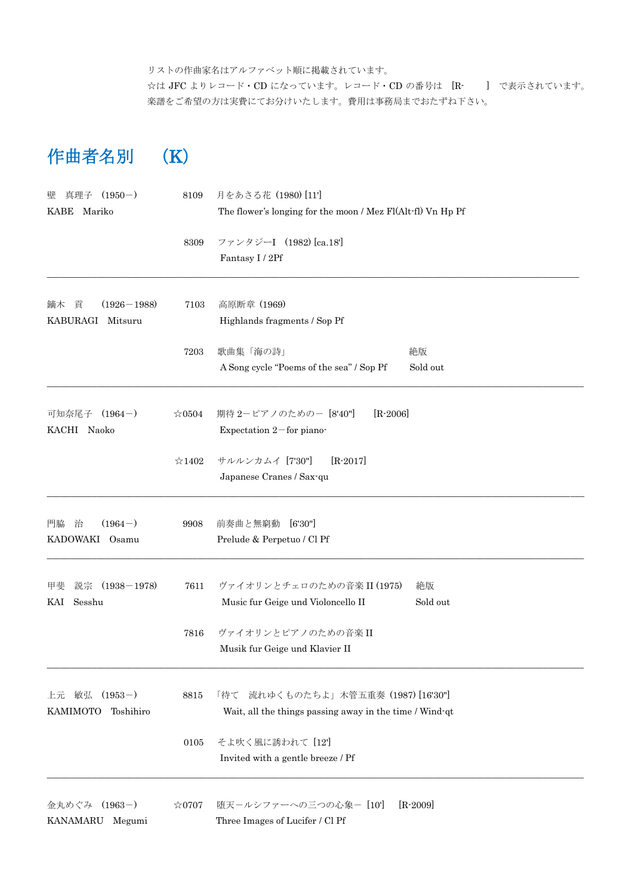リストの作曲家名はアルファベット順に掲載されています。
☆は JFC よりレコード・CD になっています。レコード・CD の番号は ［R- ］ で表示されています。
楽譜をご希望の方は実費にてお分けいたします。費用は事務局までおたずね下さい。

# 作曲者名別 （K）

| 作曲者 | 番号 | 作品 | |
|---|---|---|---|
| 壁 真理子 （1950－）<br>KABE Mariko | 8109 | 月をあさる花（1980) [11']<br>The flower's longing for the moon / Mez Fl(Alt-fl) Vn Hp Pf | |
| | 8309 | ファンタジーI （1982) [ca.18']<br>Fantasy I / 2Pf | |
| 鏑木 貢 （1926－1988）<br>KABURAGI Mitsuru | 7103 | 高原断章（1969)<br>Highlands fragments / Sop Pf | |
| | 7203 | 歌曲集「海の詩」<br>A Song cycle "Poems of the sea" / Sop Pf | 絶版<br>Sold out |
| 可知奈尾子 （1964－）<br>KACHI Naoko | ☆0504 | 期待 2－ピアノのための－ [8'40"] [R-2006]<br>Expectation 2－for piano- | |
| | ☆1402 | サルルンカムイ [7'30"] [R-2017]<br>Japanese Cranes / Sax-qu | |
| 門脇 治 （1964－）<br>KADOWAKI Osamu | 9908 | 前奏曲と無窮動 [6'30"]<br>Prelude & Perpetuo / Cl Pf | |
| 甲斐 説宗 （1938－1978）<br>KAI Sesshu | 7611 | ヴァイオリンとチェロのための音楽 II (1975)<br>Music fur Geige und Violoncello II | 絶版<br>Sold out |
| | 7816 | ヴァイオリンとピアノのための音楽 II<br>Musik fur Geige und Klavier II | |
| 上元 敏弘 （1953－）<br>KAMIMOTO Toshihiro | 8815 | 「待て 流れゆくものたちよ」木管五重奏（1987) [16'30"]<br>Wait, all the things passing away in the time / Wind-qt | |
| | 0105 | そよ吹く風に誘われて [12']<br>Invited with a gentle breeze / Pf | |
| 金丸めぐみ （1963－）<br>KANAMARU Megumi | ☆0707 | 堕天ールシファーへの三つの心象－ [10'] [R-2009]<br>Three Images of Lucifer / Cl Pf | |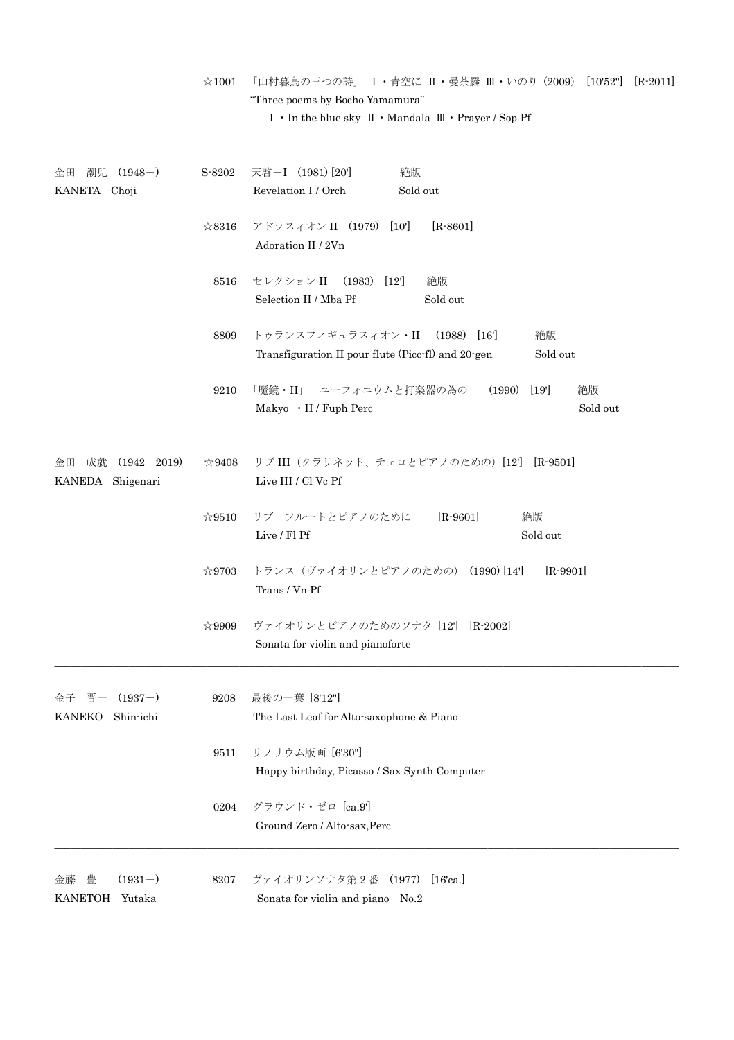| | | |
|---|---|---|
| | ☆1001 | 「山村暮鳥の三つの詩」 Ⅰ・青空に Ⅱ・曼荼羅 Ⅲ・いのり（2009） [10'52"] [R-2011]<br>"Three poems by Bocho Yamamura"<br>Ⅰ・In the blue sky Ⅱ・Mandala Ⅲ・Prayer / Sop Pf |
| 金田 潮兒 （1948－）<br>KANETA Choji | S-8202 | 天啓－I （1981) [20'] 絶版<br>Revelation I / Orch Sold out |
| | ☆8316 | アドラスィオン II （1979） [10'] [R-8601]<br>Adoration II / 2Vn |
| | 8516 | セレクション II （1983） [12'] 絶版<br>Selection II / Mba Pf Sold out |
| | 8809 | トゥランスフィギュラスィオン・II （1988） [16'] 絶版<br>Transfiguration II pour flute (Picc-fl) and 20-gen Sold out |
| | 9210 | 「魔鏡・II」 -ユーフォニウムと打楽器の為の－ （1990） [19'] 絶版<br>Makyo ・II / Fuph Perc Sold out |
| 金田 成就 （1942－2019）<br>KANEDA Shigenari | ☆9408 | リブ III（クラリネット、チェロとピアノのための）[12'] [R-9501]<br>Live III / Cl Vc Pf |
| | ☆9510 | リブ フルートとピアノのために [R-9601] 絶版<br>Live / Fl Pf Sold out |
| | ☆9703 | トランス（ヴァイオリンとピアノのための） (1990) [14'] [R-9901]<br>Trans / Vn Pf |
| | ☆9909 | ヴァイオリンとピアノのためのソナタ [12'] [R-2002]<br>Sonata for violin and pianoforte |
| 金子 晋一 （1937－）<br>KANEKO Shin-ichi | 9208 | 最後の一葉 [8'12"]<br>The Last Leaf for Alto-saxophone & Piano |
| | 9511 | リノリウム版画 [6'30"]<br>Happy birthday, Picasso / Sax Synth Computer |
| | 0204 | グラウンド・ゼロ [ca.9']<br>Ground Zero / Alto-sax,Perc |
| 金藤 豊 （1931－）<br>KANETOH Yutaka | 8207 | ヴァイオリンソナタ第２番 （1977） [16'ca.]<br>Sonata for violin and piano No.2 |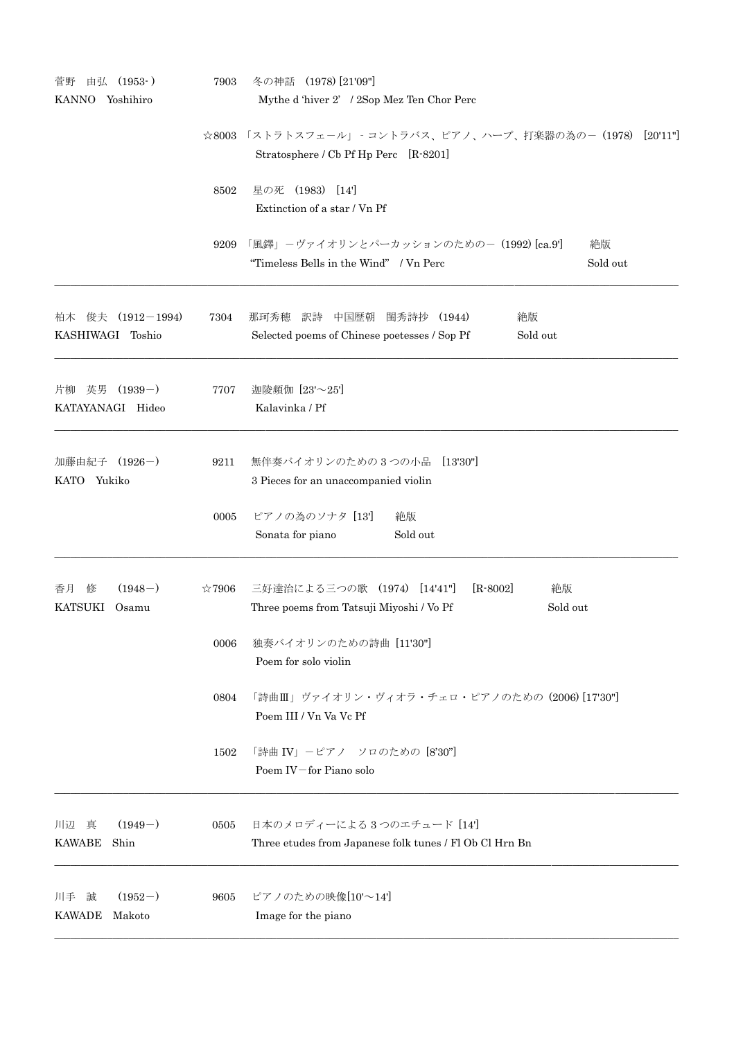| | | | |
|---|---|---|---|
| 菅野　由弘　(1953- )<br>KANNO　Yoshihiro | 7903 | 冬の神話　(1978) [21'09"]<br>Mythe d 'hiver 2'　/ 2Sop Mez Ten Chor Perc | |
| | ☆8003 | 「ストラトスフェール」- コントラバス、ピアノ、ハープ、打楽器の為の－（1978）[20'11"]<br>Stratosphere / Cb Pf Hp Perc　[R-8201] | |
| | 8502 | 星の死　(1983)　[14']<br>Extinction of a star / Vn Pf | |
| | 9209 | 「風鐸」－ヴァイオリンとパーカッションのための－ (1992) [ca.9']<br>"Timeless Bells in the Wind"　/ Vn Perc | 絶版<br>Sold out |
| 柏木　俊夫　(1912－1994)<br>KASHIWAGI　Toshio | 7304 | 那珂秀穂　訳詩　中国歴朝　閨秀詩抄　(1944)<br>Selected poems of Chinese poetesses / Sop Pf | 絶版<br>Sold out |
| 片柳　英男　(1939－)<br>KATAYANAGI　Hideo | 7707 | 迦陵頻伽 [23'～25']<br>Kalavinka / Pf | |
| 加藤由紀子　(1926－)<br>KATO　Yukiko | 9211 | 無伴奏バイオリンのための 3 つの小品　[13'30"]<br>3 Pieces for an unaccompanied violin | |
| | 0005 | ピアノの為のソナタ [13']<br>Sonata for piano | 絶版<br>Sold out |
| 香月　修　(1948－)<br>KATSUKI　Osamu | ☆7906 | 三好達治による三つの歌　(1974)　[14'41"]　[R-8002]<br>Three poems from Tatsuji Miyoshi / Vo Pf | 絶版<br>Sold out |
| | 0006 | 独奏バイオリンのための詩曲 [11'30"]<br>Poem for solo violin | |
| | 0804 | 「詩曲Ⅲ」ヴァイオリン・ヴィオラ・チェロ・ピアノのための (2006) [17'30"]<br>Poem III / Vn Va Vc Pf | |
| | 1502 | 「詩曲 IV」－ピアノ　ソロのための [8'30"]<br>Poem IV－for Piano solo | |
| 川辺　真　(1949－)<br>KAWABE　Shin | 0505 | 日本のメロディーによる 3 つのエチュード [14']<br>Three etudes from Japanese folk tunes / Fl Ob Cl Hrn Bn | |
| 川手　誠　(1952－)<br>KAWADE　Makoto | 9605 | ピアノのための映像[10'～14']<br>Image for the piano | |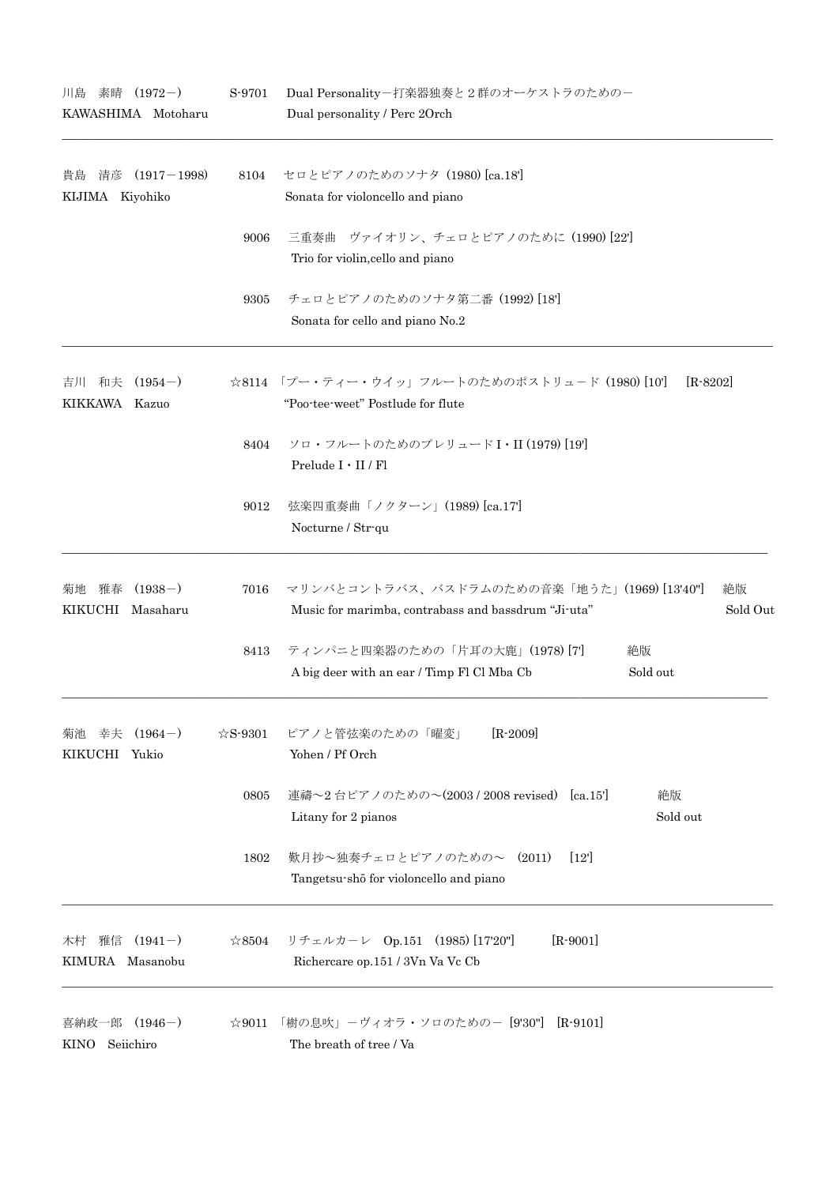| 作曲者 | 番号 | 作品 | 備考 |
|---|---|---|---|
| 川島　素晴 (1972－)<br>KAWASHIMA　Motoharu | S-9701 | Dual Personality－打楽器独奏と２群のオーケストラのための－<br>Dual personality / Perc 2Orch | |
| 貴島　清彦 (1917－1998)<br>KIJIMA　Kiyohiko | 8104 | セロとピアノのためのソナタ (1980) [ca.18']<br>Sonata for violoncello and piano | |
| | 9006 | 三重奏曲　ヴァイオリン、チェロとピアノのために (1990) [22']<br>Trio for violin,cello and piano | |
| | 9305 | チェロとピアノのためのソナタ第二番 (1992) [18']<br>Sonata for cello and piano No.2 | |
| 吉川　和夫 (1954－)<br>KIKKAWA　Kazuo | ☆8114 | 「プー・ティー・ウイッ」フルートのためのポストリュード (1980) [10']<br>"Poo-tee-weet" Postlude for flute | [R-8202] |
| | 8404 | ソロ・フルートのためのプレリュードⅠ・Ⅱ (1979) [19']<br>Prelude Ⅰ・Ⅱ / Fl | |
| | 9012 | 弦楽四重奏曲「ノクターン」(1989) [ca.17']<br>Nocturne / Str-qu | |
| 菊地　雅春 (1938－)<br>KIKUCHI　Masaharu | 7016 | マリンバとコントラバス、バスドラムのための音楽「地うた」(1969) [13'40"]<br>Music for marimba, contrabass and bassdrum "Ji-uta" | 絶版<br>Sold Out |
| | 8413 | ティンパニと四楽器のための「片耳の大鹿」(1978) [7']<br>A big deer with an ear / Timp Fl Cl Mba Cb | 絶版<br>Sold out |
| 菊池　幸夫 (1964－)<br>KIKUCHI　Yukio | ☆S-9301 | ピアノと管弦楽のための「曜変」<br>Yohen / Pf Orch | [R-2009] |
| | 0805 | 連禱～2台ピアノのための～(2003 / 2008 revised)　[ca.15']<br>Litany for 2 pianos | 絶版<br>Sold out |
| | 1802 | 歎月抄～独奏チェロとピアノのための～　(2011)　[12']<br>Tangetsu-shō for violoncello and piano | |
| 木村　雅信 (1941－)<br>KIMURA　Masanobu | ☆8504 | リチェルカーレ　Op.151　(1985) [17'20"]<br>Richercare op.151 / 3Vn Va Vc Cb | [R-9001] |
| 喜納政一郎 (1946－)<br>KINO　Seiichiro | ☆9011 | 「樹の息吹」－ヴィオラ・ソロのための－ [9'30"]<br>The breath of tree / Va | [R-9101] |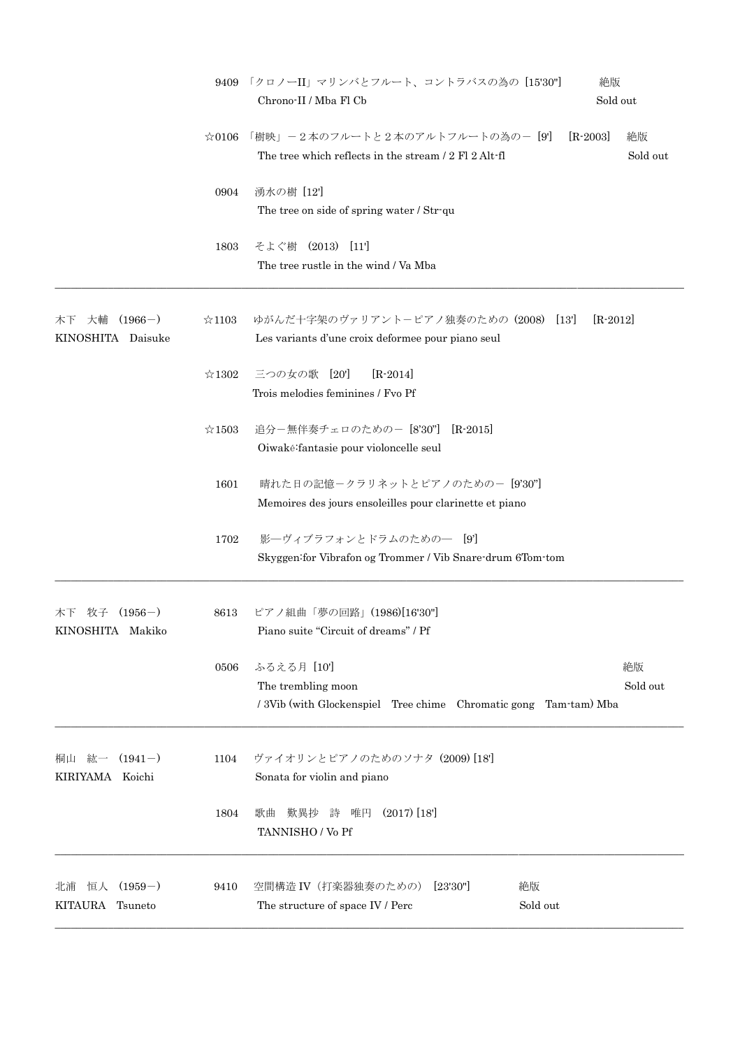| | | | |
|---|---|---|---|
| | 9409 | 「クロノーII」マリンバとフルート、コントラバスの為の［15'30"］<br>Chrono-II / Mba Fl Cb | 絶版<br>Sold out |
| | ☆0106 | 「樹映」－２本のフルートと２本のアルトフルートの為の－［9']　［R-2003］<br>The tree which reflects in the stream / 2 Fl 2 Alt-fl | 絶版<br>Sold out |
| | 0904 | 湧水の樹［12']<br>The tree on side of spring water / Str-qu | |
| | 1803 | そよぐ樹　(2013)　[11']<br>The tree rustle in the wind / Va Mba | |
| 木下　大輔　(1966－)<br>KINOSHITA　Daisuke | ☆1103 | ゆがんだ十字架のヴァリアントーピアノ独奏のための (2008)　[13']　［R-2012］<br>Les variants d'une croix deformee pour piano seul | |
| | ☆1302 | 三つの女の歌　[20']　［R-2014］<br>Trois melodies feminines / Fvo Pf | |
| | ☆1503 | 追分－無伴奏チェロのための－ [8'30"]　[R-2015]<br>Oiwakē:fantasie pour violoncelle seul | |
| | 1601 | 晴れた日の記憶－クラリネットとピアノのための－ [9'30"]<br>Memoires des jours ensoleilles pour clarinette et piano | |
| | 1702 | 影―ヴィブラフォンとドラムのための―　[9']<br>Skyggen:for Vibrafon og Trommer / Vib Snare-drum 6Tom-tom | |
| 木下　牧子　(1956－)<br>KINOSHITA　Makiko | 8613 | ピアノ組曲「夢の回路」(1986)[16'30"]<br>Piano suite "Circuit of dreams" / Pf | |
| | 0506 | ふるえる月［10']<br>The trembling moon<br>/ 3Vib (with Glockenspiel　Tree chime　Chromatic gong　Tam-tam) Mba | 絶版<br>Sold out |
| 桐山　紘一　(1941－)<br>KIRIYAMA　Koichi | 1104 | ヴァイオリンとピアノのためのソナタ (2009) [18']<br>Sonata for violin and piano | |
| | 1804 | 歌曲　歎異抄　詩　唯円　(2017) [18']<br>TANNISHO / Vo Pf | |
| 北浦　恒人　(1959－)<br>KITAURA　Tsuneto | 9410 | 空間構造 IV（打楽器独奏のための）　[23'30"]<br>The structure of space IV / Perc | 絶版<br>Sold out |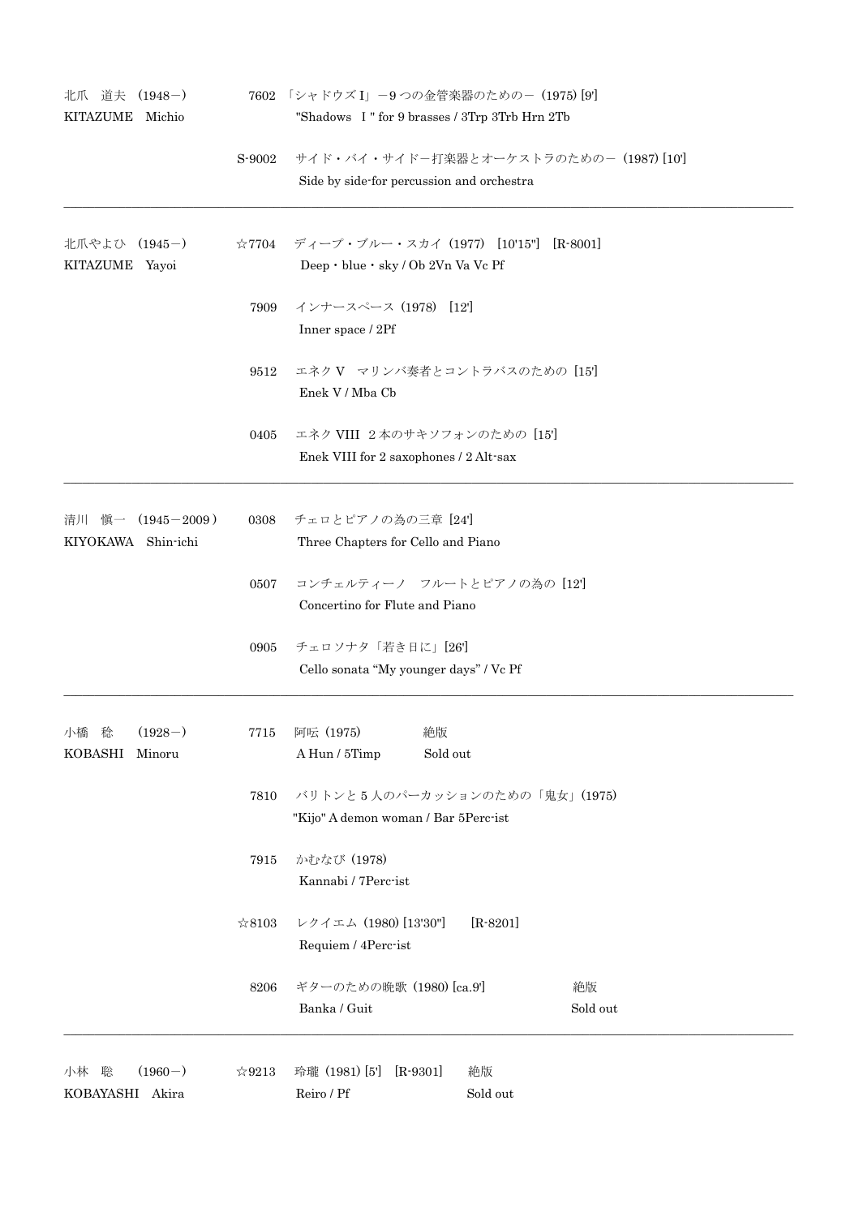| Composer | No. | Title |
| --- | --- | --- |
| 北爪　道夫　(1948－)<br>KITAZUME　Michio | 7602 | 「シャドウズ I」－9 つの金管楽器のための－ (1975) [9']<br>"Shadows　I " for 9 brasses / 3Trp 3Trb Hrn 2Tb |
| | S-9002 | サイド・バイ・サイド－打楽器とオーケストラのための－ (1987) [10']<br>Side by side-for percussion and orchestra |
| 北爪やよひ　(1945－)<br>KITAZUME　Yayoi | ☆7704 | ディープ・ブルー・スカイ (1977)　[10'15"]　[R-8001]<br>Deep・blue・sky / Ob 2Vn Va Vc Pf |
| | 7909 | インナースペース (1978)　[12']<br>Inner space / 2Pf |
| | 9512 | エネク V　マリンバ奏者とコントラバスのための [15']<br>Enek V / Mba Cb |
| | 0405 | エネク VIII　2 本のサキソフォンのための [15']<br>Enek VIII for 2 saxophones / 2 Alt-sax |
| 清川　愼一　(1945－2009)<br>KIYOKAWA　Shin-ichi | 0308 | チェロとピアノの為の三章 [24']<br>Three Chapters for Cello and Piano |
| | 0507 | コンチェルティーノ　フルートとピアノの為の [12']<br>Concertino for Flute and Piano |
| | 0905 | チェロソナタ「若き日に」[26']<br>Cello sonata "My younger days" / Vc Pf |
| 小橋　稔　(1928－)<br>KOBASHI　Minoru | 7715 | 阿吽 (1975)　絶版<br>A Hun / 5Timp　Sold out |
| | 7810 | バリトンと 5 人のパーカッションのための「鬼女」(1975)<br>"Kijo" A demon woman / Bar 5Perc-ist |
| | 7915 | かむなび (1978)<br>Kannabi / 7Perc-ist |
| | ☆8103 | レクイエム (1980) [13'30"]　[R-8201]<br>Requiem / 4Perc-ist |
| | 8206 | ギターのための晩歌 (1980) [ca.9']　絶版<br>Banka / Guit　Sold out |
| 小林　聡　(1960－)<br>KOBAYASHI　Akira | ☆9213 | 玲瓏 (1981) [5']　[R-9301]　絶版<br>Reiro / Pf　Sold out |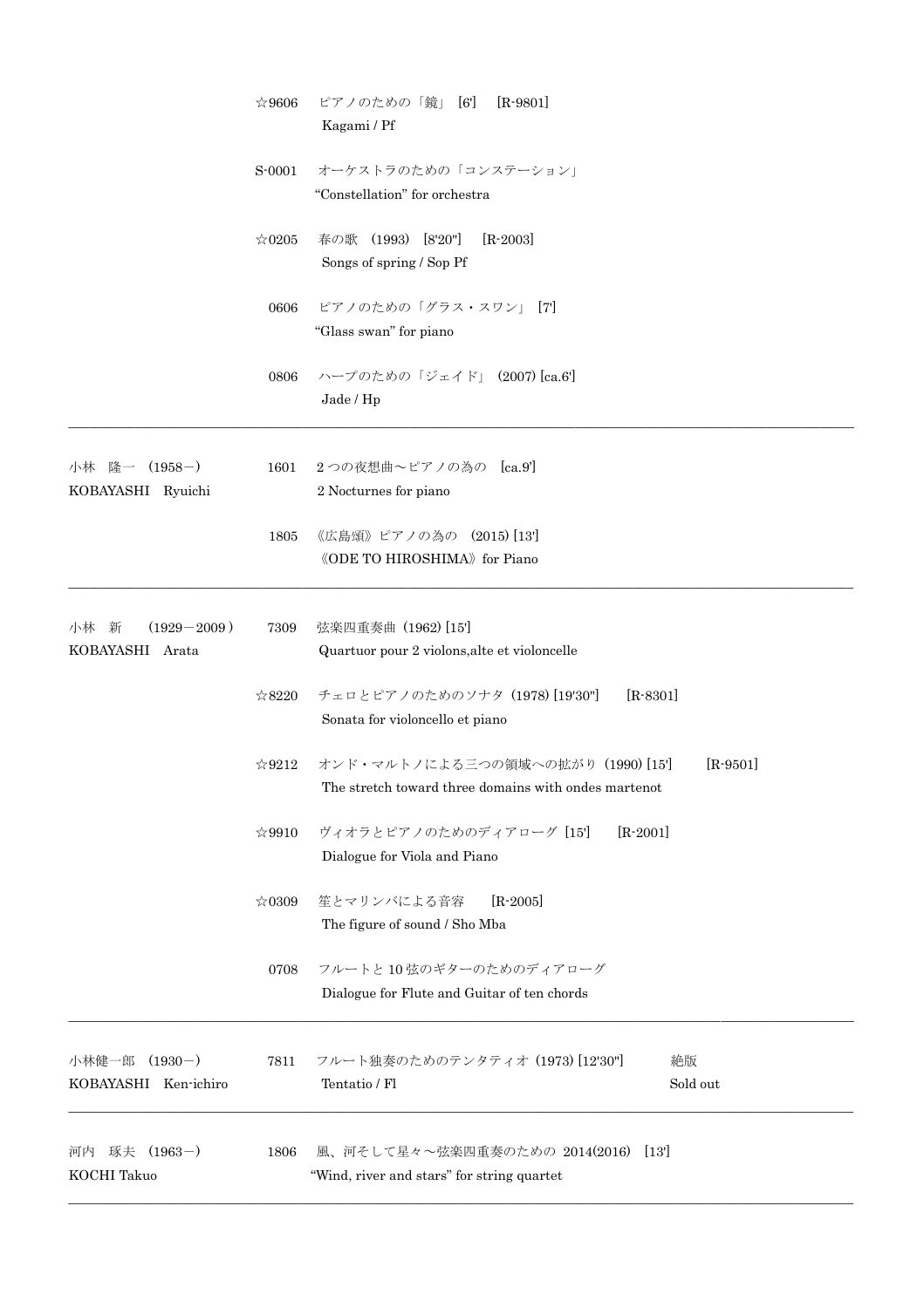| Composer | No. | Title |
| --- | --- | --- |
| | ☆9606 | ピアノのための「鏡」 [6'] [R-9801]<br>Kagami / Pf |
| | S-0001 | オーケストラのための「コンステーション」<br>"Constellation" for orchestra |
| | ☆0205 | 春の歌 (1993) [8'20"] [R-2003]<br>Songs of spring / Sop Pf |
| | 0606 | ピアノのための「グラス・スワン」 [7']<br>"Glass swan" for piano |
| | 0806 | ハープのための「ジェイド」 (2007) [ca.6']<br>Jade / Hp |
| 小林　隆一 (1958－)<br>KOBAYASHI Ryuichi | 1601 | 2つの夜想曲～ピアノの為の [ca.9']<br>2 Nocturnes for piano |
| | 1805 | 《広島頌》ピアノの為の (2015) [13']<br>《ODE TO HIROSHIMA》for Piano |
| 小林　新 (1929－2009)<br>KOBAYASHI Arata | 7309 | 弦楽四重奏曲 (1962) [15']<br>Quartuor pour 2 violons,alte et violoncelle |
| | ☆8220 | チェロとピアノのためのソナタ (1978) [19'30"] [R-8301]<br>Sonata for violoncello et piano |
| | ☆9212 | オンド・マルトノによる三つの領域への拡がり (1990) [15'] [R-9501]<br>The stretch toward three domains with ondes martenot |
| | ☆9910 | ヴィオラとピアノのためのディアローグ [15'] [R-2001]<br>Dialogue for Viola and Piano |
| | ☆0309 | 笙とマリンバによる音容 [R-2005]<br>The figure of sound / Sho Mba |
| | 0708 | フルートと10弦のギターのためのディアローグ<br>Dialogue for Flute and Guitar of ten chords |
| 小林健一郎 (1930－)<br>KOBAYASHI Ken-ichiro | 7811 | フルート独奏のためのテンタティオ (1973) [12'30"] 絶版<br>Tentatio / Fl Sold out |
| 河内　琢夫 (1963－)<br>KOCHI Takuo | 1806 | 風、河そして星々～弦楽四重奏のための 2014(2016) [13']<br>"Wind, river and stars" for string quartet |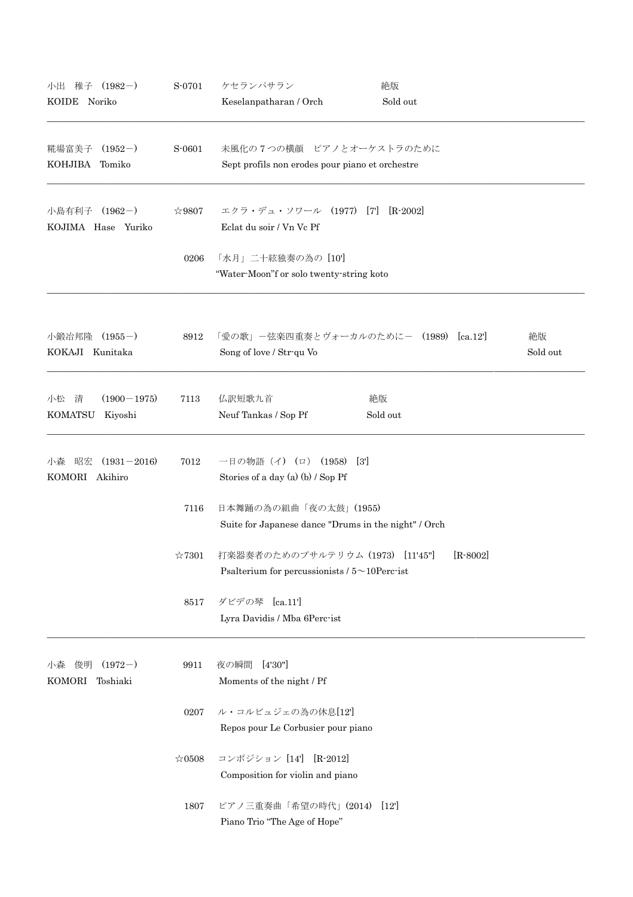| Composer | No. | Title | Status |
| --- | --- | --- | --- |
| 小出　稚子　(1982－)<br>KOIDE　Noriko | S-0701 | ケセランパサラン<br>Keselanpatharan / Orch | 絶版<br>Sold out |
| 糀場富美子　(1952－)<br>KOHJIBA　Tomiko | S-0601 | 未風化の７つの横顔　ピアノとオーケストラのために<br>Sept profils non erodes pour piano et orchestre | |
| 小島有利子　(1962－)<br>KOJIMA　Hase　Yuriko | ☆9807 | エクラ・デュ・ソワール　(1977)　[7']　[R-2002]<br>Eclat du soir / Vn Vc Pf | |
| | 0206 | 「水月」二十絃独奏の為の [10']<br>“Water-Moon”f or solo twenty-string koto | |
| 小鍛冶邦隆　(1955－)<br>KOKAJI　Kunitaka | 8912 | 「愛の歌」－弦楽四重奏とヴォーカルのために－　(1989)　[ca.12']<br>Song of love / Str-qu Vo | 絶版<br>Sold out |
| 小松　清　　(1900－1975)<br>KOMATSU　Kiyoshi | 7113 | 仏訳短歌九首<br>Neuf Tankas / Sop Pf | 絶版<br>Sold out |
| 小森　昭宏　(1931－2016)<br>KOMORI　Akihiro | 7012 | 一日の物語（イ）（ロ）　(1958)　[3']<br>Stories of a day (a) (b) / Sop Pf | |
| | 7116 | 日本舞踊の為の組曲「夜の太鼓」(1955)<br>Suite for Japanese dance "Drums in the night" / Orch | |
| | ☆7301 | 打楽器奏者のためのプサルテリウム (1973)　[11'45"]　　[R-8002]<br>Psalterium for percussionists / 5～10Perc-ist | |
| | 8517 | ダビデの琴　[ca.11']<br>Lyra Davidis / Mba 6Perc-ist | |
| 小森　俊明　(1972－)<br>KOMORI　Toshiaki | 9911 | 夜の瞬間　[4'30"]<br>Moments of the night / Pf | |
| | 0207 | ル・コルビュジエの為の休息[12']<br>Repos pour Le Corbusier pour piano | |
| | ☆0508 | コンポジション [14']　[R-2012]<br>Composition for violin and piano | |
| | 1807 | ピアノ三重奏曲「希望の時代」(2014)　[12']<br>Piano Trio “The Age of Hope” | |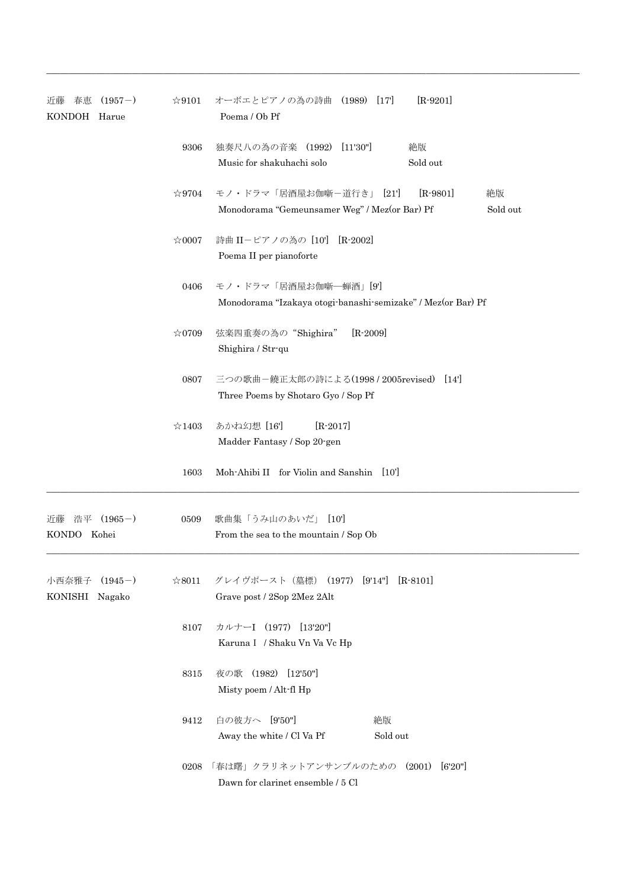| Composer | No. | Work |
| --- | --- | --- |
| 近藤　春恵　(1957－)<br>KONDOH　Harue | ☆9101 | オーボエとピアノの為の詩曲　(1989)　[17']　　[R-9201]<br>Poema / Ob Pf |
| | 9306 | 独奏尺八の為の音楽　(1992)　[11'30"]　　絶版<br>Music for shakuhachi solo　　Sold out |
| | ☆9704 | モノ・ドラマ「居酒屋お伽噺－道行き」　[21']　　[R-9801]　　絶版<br>Monodorama “Gemeunsamer Weg” / Mez(or Bar) Pf　　Sold out |
| | ☆0007 | 詩曲 II－ピアノの為の [10']　[R-2002]<br>Poema II per pianoforte |
| | 0406 | モノ・ドラマ「居酒屋お伽噺―蝉酒」[9']<br>Monodorama “Izakaya otogi-banashi-semizake” / Mez(or Bar) Pf |
| | ☆0709 | 弦楽四重奏の為の“Shighira”　[R-2009]<br>Shighira / Str-qu |
| | 0807 | 三つの歌曲－饒正太郎の詩による(1998 / 2005revised)　[14']<br>Three Poems by Shotaro Gyo / Sop Pf |
| | ☆1403 | あかね幻想 [16']　　[R-2017]<br>Madder Fantasy / Sop 20-gen |
| | 1603 | Moh-Ahibi II　for Violin and Sanshin　[10'] |
| 近藤　浩平　(1965－)<br>KONDO　Kohei | 0509 | 歌曲集「うみ山のあいだ」 [10']<br>From the sea to the mountain / Sop Ob |
| 小西奈雅子　(1945－)<br>KONISHI　Nagako | ☆8011 | グレイヴポースト（墓標）(1977)　[9'14"]　[R-8101]<br>Grave post / 2Sop 2Mez 2Alt |
| | 8107 | カルナーI　(1977)　[13'20"]<br>Karuna I　/ Shaku Vn Va Vc Hp |
| | 8315 | 夜の歌　(1982)　[12'50"]<br>Misty poem / Alt-fl Hp |
| | 9412 | 白の彼方へ　[9'50"]　　絶版<br>Away the white / Cl Va Pf　　Sold out |
| | 0208 | 「春は曙」クラリネットアンサンブルのための　(2001)　[6'20"]<br>Dawn for clarinet ensemble / 5 Cl |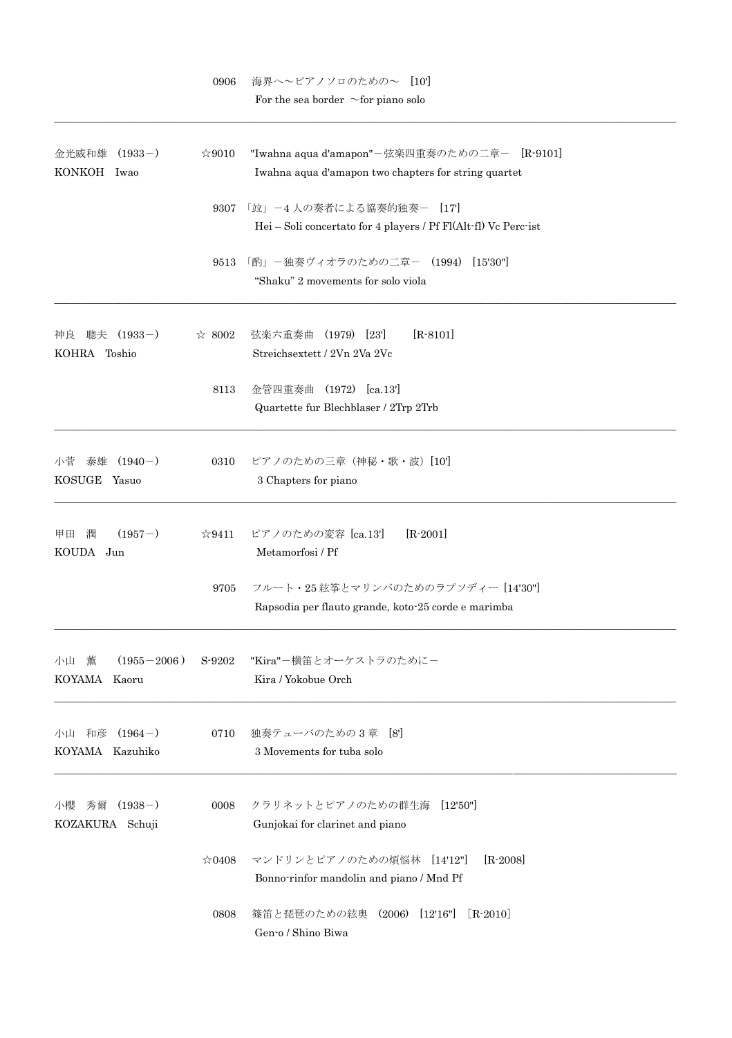| | | |
|---|---|---|
| | 0906 | 海界へ～ピアノソロのための～　[10']<br>For the sea border　～for piano solo |
| 金光威和雄　(1933－)<br>KONKOH　Iwao | ☆9010 | "Iwahna aqua d'amapon"－弦楽四重奏のための二章－　[R-9101]<br>Iwahna aqua d'amapon two chapters for string quartet |
| | 9307 | 「竝」－4 人の奏者による協奏的独奏－　[17']<br>Hei – Soli concertato for 4 players / Pf Fl(Alt-fl) Vc Perc-ist |
| | 9513 | 「酌」－独奏ヴィオラのための二章－　(1994)　[15'30"]<br>"Shaku" 2 movements for solo viola |
| 神良　聰夫　(1933－)<br>KOHRA　Toshio | ☆ 8002 | 弦楽六重奏曲　(1979)　[23']　　[R-8101]<br>Streichsextett / 2Vn 2Va 2Vc |
| | 8113 | 金管四重奏曲　(1972)　[ca.13']<br>Quartette fur Blechblaser / 2Trp 2Trb |
| 小菅　泰雄　(1940－)<br>KOSUGE　Yasuo | 0310 | ピアノのための三章（神秘・歌・波）[10']<br>3 Chapters for piano |
| 甲田　潤　(1957－)<br>KOUDA　Jun | ☆9411 | ピアノのための変容 [ca.13']　　[R-2001]<br>Metamorfosi / Pf |
| | 9705 | フルート・25 絃筝とマリンバのためのラプソディー [14'30"]<br>Rapsodia per flauto grande, koto-25 corde e marimba |
| 小山　薫　(1955－2006)<br>KOYAMA　Kaoru | S-9202 | "Kira"－横笛とオーケストラのために－<br>Kira / Yokobue Orch |
| 小山　和彦　(1964－)<br>KOYAMA　Kazuhiko | 0710 | 独奏テューバのための 3 章　[8']<br>3 Movements for tuba solo |
| 小櫻　秀爾　(1938－)<br>KOZAKURA　Schuji | 0008 | クラリネットとピアノのための群生海　[12'50"]<br>Gunjokai for clarinet and piano |
| | ☆0408 | マンドリンとピアノのための煩悩林　[14'12"]　　[R-2008]<br>Bonno-rinfor mandolin and piano / Mnd Pf |
| | 0808 | 篠笛と琵琶のための絃奥　(2006)　[12'16"]　[R-2010]<br>Gen-o / Shino Biwa |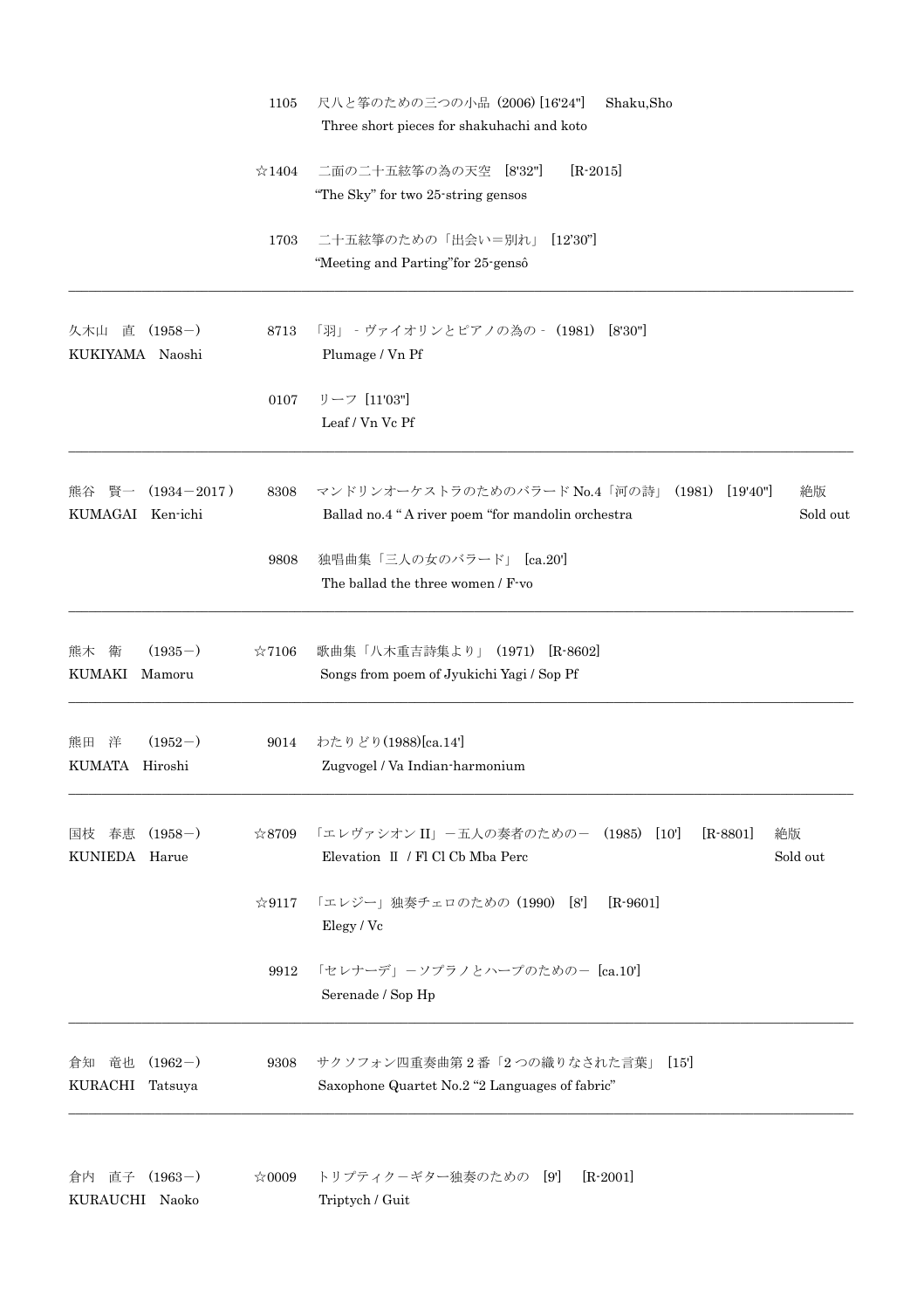| | | |
|---|---|---|
| | 1105 | 尺八と箏のための三つの小品 (2006) [16'24"]　Shaku,Sho<br>Three short pieces for shakuhachi and koto |
| | ☆1404 | 二面の二十五絃箏の為の天空　[8'32"]　[R-2015]<br>"The Sky" for two 25-string gensos |
| | 1703 | 二十五絃箏のための「出会い＝別れ」 [12'30"]<br>"Meeting and Parting"for 25-gensô |
| 久木山　直　(1958－)<br>KUKIYAMA　Naoshi | 8713 | 「羽」 - ヴァイオリンとピアノの為の - (1981)　[8'30"]<br>Plumage / Vn Pf |
| | 0107 | リーフ [11'03"]<br>Leaf / Vn Vc Pf |
| 熊谷　賢一　(1934－2017)<br>KUMAGAI　Ken-ichi | 8308 | マンドリンオーケストラのためのバラード No.4「河の詩」 (1981)　[19'40"]　絶版<br>Ballad no.4 " A river poem "for mandolin orchestra　Sold out |
| | 9808 | 独唱曲集「三人の女のバラード」 [ca.20']<br>The ballad the three women / F-vo |
| 熊木　衛　(1935－)<br>KUMAKI　Mamoru | ☆7106 | 歌曲集「八木重吉詩集より」 (1971)　[R-8602]<br>Songs from poem of Jyukichi Yagi / Sop Pf |
| 熊田　洋　(1952－)<br>KUMATA　Hiroshi | 9014 | わたりどり(1988)[ca.14']<br>Zugvogel / Va Indian-harmonium |
| 国枝　春恵　(1958－)<br>KUNIEDA　Harue | ☆8709 | 「エレヴァシオン II」－五人の奏者のための－　(1985)　[10']　[R-8801]　絶版<br>Elevation Ⅱ / Fl Cl Cb Mba Perc　Sold out |
| | ☆9117 | 「エレジー」独奏チェロのための (1990)　[8']　[R-9601]<br>Elegy / Vc |
| | 9912 | 「セレナーデ」－ソプラノとハープのための－ [ca.10']<br>Serenade / Sop Hp |
| 倉知　竜也　(1962－)<br>KURACHI　Tatsuya | 9308 | サクソフォン四重奏曲第 2 番「2 つの織りなされた言葉」 [15']<br>Saxophone Quartet No.2 "2 Languages of fabric" |
| 倉内　直子　(1963－)<br>KURAUCHI　Naoko | ☆0009 | トリプティクーギター独奏のための　[9']　[R-2001]<br>Triptych / Guit |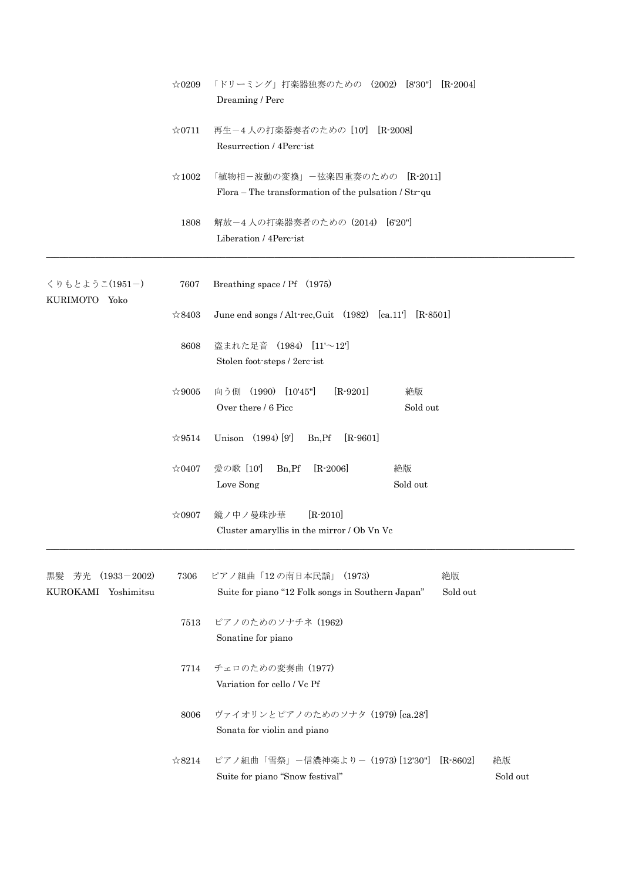| Composer | No. | Work |
|---|---|---|
| | ☆0209 | 「ドリーミング」打楽器独奏のための (2002) [8'30"] [R-2004]<br>Dreaming / Perc |
| | ☆0711 | 再生－4 人の打楽器奏者のための [10'] [R-2008]<br>Resurrection / 4Perc-ist |
| | ☆1002 | 「植物相－波動の変換」－弦楽四重奏のための [R-2011]<br>Flora – The transformation of the pulsation / Str-qu |
| | 1808 | 解放－4 人の打楽器奏者のための (2014) [6'20"]<br>Liberation / 4Perc-ist |
| くりもとようこ(1951－)<br>KURIMOTO Yoko | 7607 | Breathing space / Pf (1975) |
| | ☆8403 | June end songs / Alt-rec,Guit (1982) [ca.11'] [R-8501] |
| | 8608 | 盗まれた足音 (1984) [11'～12']<br>Stolen foot-steps / 2erc-ist |
| | ☆9005 | 向う側 (1990) [10'45"] [R-9201] 絶版<br>Over there / 6 Picc Sold out |
| | ☆9514 | Unison (1994) [9'] Bn,Pf [R-9601] |
| | ☆0407 | 愛の歌 [10'] Bn,Pf [R-2006] 絶版<br>Love Song Sold out |
| | ☆0907 | 鏡ノ中ノ曼珠沙華 [R-2010]<br>Cluster amaryllis in the mirror / Ob Vn Vc |
| 黒髪 芳光 (1933－2002)<br>KUROKAMI Yoshimitsu | 7306 | ピアノ組曲「12 の南日本民謡」 (1973) 絶版<br>Suite for piano "12 Folk songs in Southern Japan" Sold out |
| | 7513 | ピアノのためのソナチネ (1962)<br>Sonatine for piano |
| | 7714 | チェロのための変奏曲 (1977)<br>Variation for cello / Vc Pf |
| | 8006 | ヴァイオリンとピアノのためのソナタ (1979) [ca.28']<br>Sonata for violin and piano |
| | ☆8214 | ピアノ組曲「雪祭」－信濃神楽より－ (1973) [12'30"] [R-8602] 絶版<br>Suite for piano "Snow festival" Sold out |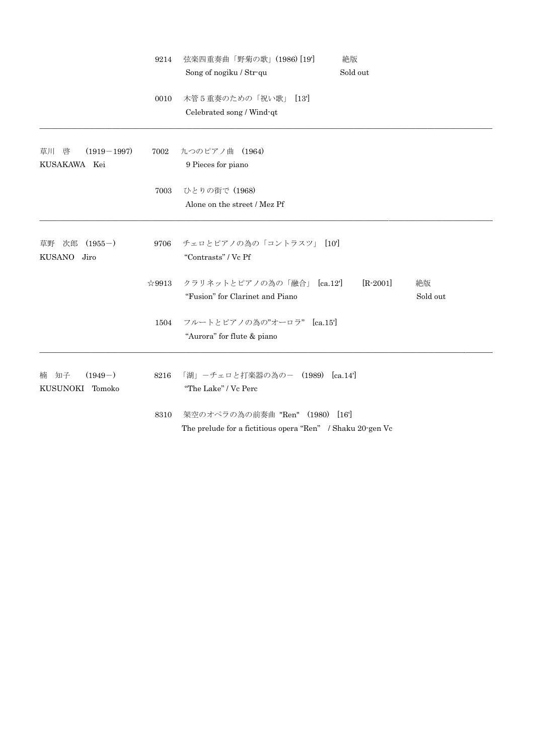| | | | | |
|---|---|---|---|---|
| | 9214 | 弦楽四重奏曲「野菊の歌」(1986) [19']<br>Song of nogiku / Str-qu | | 絶版<br>Sold out |
| | 0010 | 木管５重奏のための「祝い歌」 [13']<br>Celebrated song / Wind-qt | | |

---

| | | | | |
|---|---|---|---|---|
| 草川　啓　(1919－1997)<br>KUSAKAWA　Kei | 7002 | 九つのピアノ曲 (1964)<br>9 Pieces for piano | | |
| | 7003 | ひとりの街で (1968)<br>Alone on the street / Mez Pf | | |

---

| | | | | |
|---|---|---|---|---|
| 草野　次郎　(1955－)<br>KUSANO　Jiro | 9706 | チェロとピアノの為の「コントラスツ」 [10']<br>"Contrasts" / Vc Pf | | |
| | ☆9913 | クラリネットとピアノの為の「融合」 [ca.12']<br>"Fusion" for Clarinet and Piano | [R-2001] | 絶版<br>Sold out |
| | 1504 | フルートとピアノの為の"オーロラ" [ca.15']<br>"Aurora" for flute & piano | | |

---

| | | | | |
|---|---|---|---|---|
| 楠　知子　(1949－)<br>KUSUNOKI　Tomoko | 8216 | 「湖」－チェロと打楽器の為の－ (1989) [ca.14']<br>"The Lake" / Vc Perc | | |
| | 8310 | 架空のオペラの為の前奏曲 "Ren" (1980) [16']<br>The prelude for a fictitious opera "Ren" / Shaku 20-gen Vc | | |